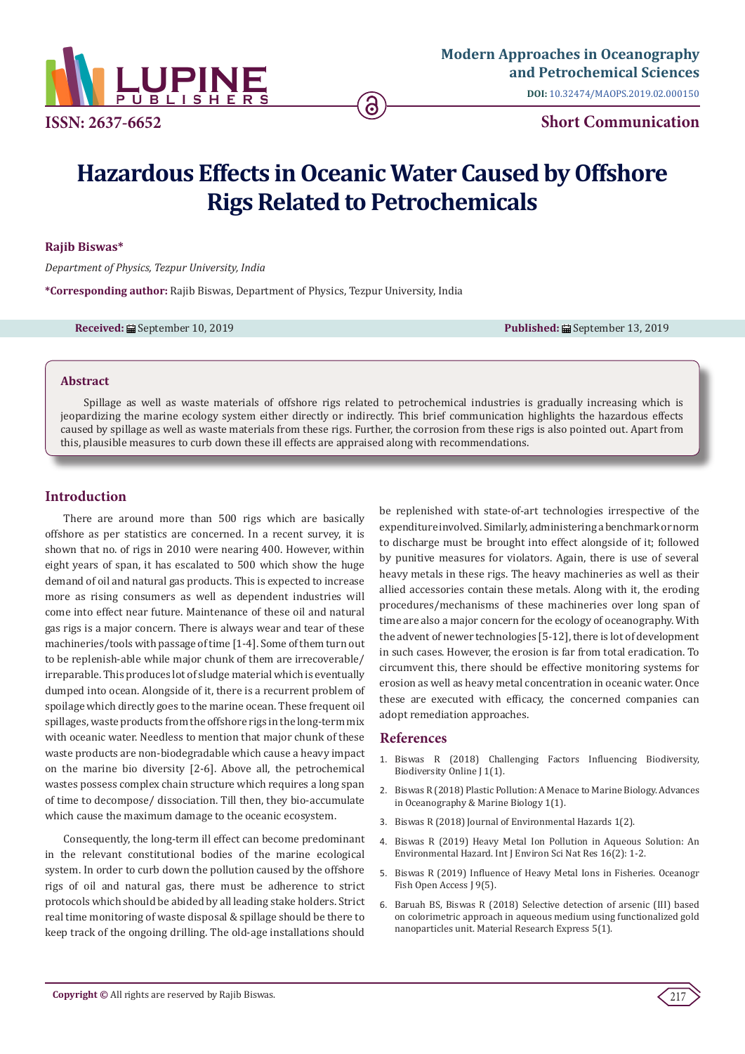ISSN: 2637-6652

**Modern Approaches in Oceanography and Petrochemical Sciences**

**DOI:** 10.32474/MAOPS.2019.02.000150

**Short Communication**

# Hazardous Effects in Oceanic Water Caused by Offshore Rigs Related to Petrochemicals

**Rajib Biswas***

*Department of Physics, Tezpur University, India*

***Corresponding author:** Rajib Biswas, Department of Physics, Tezpur University, India

**Received:** September 10, 2019 **Published:** September 13, 2019

## Abstract

Spillage as well as waste materials of offshore rigs related to petrochemical industries is gradually increasing which is jeopardizing the marine ecology system either directly or indirectly. This brief communication highlights the hazardous effects caused by spillage as well as waste materials from these rigs. Further, the corrosion from these rigs is also pointed out. Apart from this, plausible measures to curb down these ill effects are appraised along with recommendations.

## Introduction

There are around more than 500 rigs which are basically offshore as per statistics are concerned. In a recent survey, it is shown that no. of rigs in 2010 were nearing 400. However, within eight years of span, it has escalated to 500 which show the huge demand of oil and natural gas products. This is expected to increase more as rising consumers as well as dependent industries will come into effect near future. Maintenance of these oil and natural gas rigs is a major concern. There is always wear and tear of these machineries/tools with passage of time [1-4]. Some of them turn out to be replenish-able while major chunk of them are irrecoverable/irreparable. This produces lot of sludge material which is eventually dumped into ocean. Alongside of it, there is a recurrent problem of spoilage which directly goes to the marine ocean. These frequent oil spillages, waste products from the offshore rigs in the long-term mix with oceanic water. Needless to mention that major chunk of these waste products are non-biodegradable which cause a heavy impact on the marine bio diversity [2-6]. Above all, the petrochemical wastes possess complex chain structure which requires a long span of time to decompose/ dissociation. Till then, they bio-accumulate which cause the maximum damage to the oceanic ecosystem.

Consequently, the long-term ill effect can become predominant in the relevant constitutional bodies of the marine ecological system. In order to curb down the pollution caused by the offshore rigs of oil and natural gas, there must be adherence to strict protocols which should be abided by all leading stake holders. Strict real time monitoring of waste disposal & spillage should be there to keep track of the ongoing drilling. The old-age installations should be replenished with state-of-art technologies irrespective of the expenditure involved. Similarly, administering a benchmark or norm to discharge must be brought into effect alongside of it; followed by punitive measures for violators. Again, there is use of several heavy metals in these rigs. The heavy machineries as well as their allied accessories contain these metals. Along with it, the eroding procedures/mechanisms of these machineries over long span of time are also a major concern for the ecology of oceanography. With the advent of newer technologies [5-12], there is lot of development in such cases. However, the erosion is far from total eradication. To circumvent this, there should be effective monitoring systems for erosion as well as heavy metal concentration in oceanic water. Once these are executed with efficacy, the concerned companies can adopt remediation approaches.

## References

1. Biswas R (2018) Challenging Factors Influencing Biodiversity, Biodiversity Online J 1(1).
2. Biswas R (2018) Plastic Pollution: A Menace to Marine Biology. Advances in Oceanography & Marine Biology 1(1).
3. Biswas R (2018) Journal of Environmental Hazards 1(2).
4. Biswas R (2019) Heavy Metal Ion Pollution in Aqueous Solution: An Environmental Hazard. Int J Environ Sci Nat Res 16(2): 1-2.
5. Biswas R (2019) Influence of Heavy Metal Ions in Fisheries. Oceanogr Fish Open Access J 9(5).
6. Baruah BS, Biswas R (2018) Selective detection of arsenic (III) based on colorimetric approach in aqueous medium using functionalized gold nanoparticles unit. Material Research Express 5(1).

**Copyright ©** All rights are reserved by Rajib Biswas.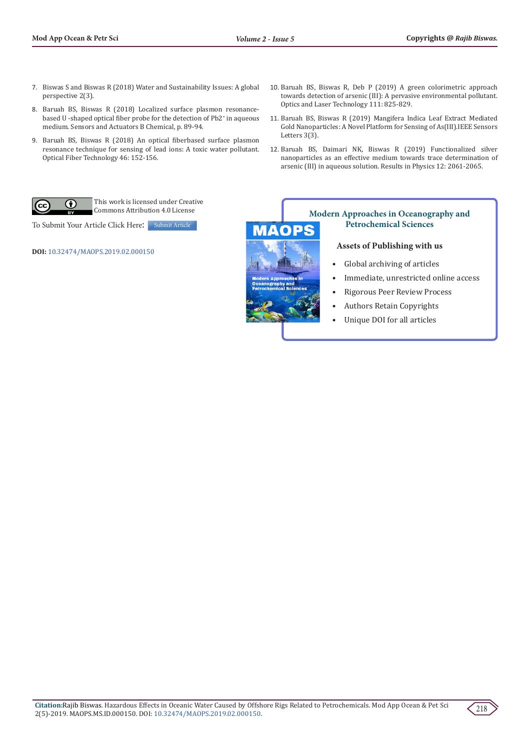7. Biswas S and Biswas R (2018) Water and Sustainability Issues: A global perspective 2(3).
8. Baruah BS, Biswas R (2018) Localized surface plasmon resonance-based U -shaped optical fiber probe for the detection of $Pb2^{+}$ in aqueous medium. Sensors and Actuators B Chemical, p. 89-94.
9. Baruah BS, Biswas R (2018) An optical fiberbased surface plasmon resonance technique for sensing of lead ions: A toxic water pollutant. Optical Fiber Technology 46: 152-156.
10. Baruah BS, Biswas R, Deb P (2019) A green colorimetric approach towards detection of arsenic (III): A pervasive environmental pollutant. Optics and Laser Technology 111: 825-829.
11. Baruah BS, Biswas R (2019) Mangifera Indica Leaf Extract Mediated Gold Nanoparticles: A Novel Platform for Sensing of As(III).IEEE Sensors Letters 3(3).
12. Baruah BS, Daimari NK, Biswas R (2019) Functionalized silver nanoparticles as an effective medium towards trace determination of arsenic (III) in aqueous solution. Results in Physics 12: 2061-2065.

This work is licensed under Creative Commons Attribution 4.0 License

To Submit Your Article Click Here: Submit Article

**DOI:** 10.32474/MAOPS.2019.02.000150

**Modern Approaches in Oceanography and Petrochemical Sciences**

**Assets of Publishing with us**

- Global archiving of articles
- Immediate, unrestricted online access
- Rigorous Peer Review Process
- Authors Retain Copyrights
- Unique DOI for all articles

**Citation:** Rajib Biswas. Hazardous Effects in Oceanic Water Caused by Offshore Rigs Related to Petrochemicals. Mod App Ocean & Pet Sci 2(5)-2019. MAOPS.MS.ID.000150. DOI: 10.32474/MAOPS.2019.02.000150.